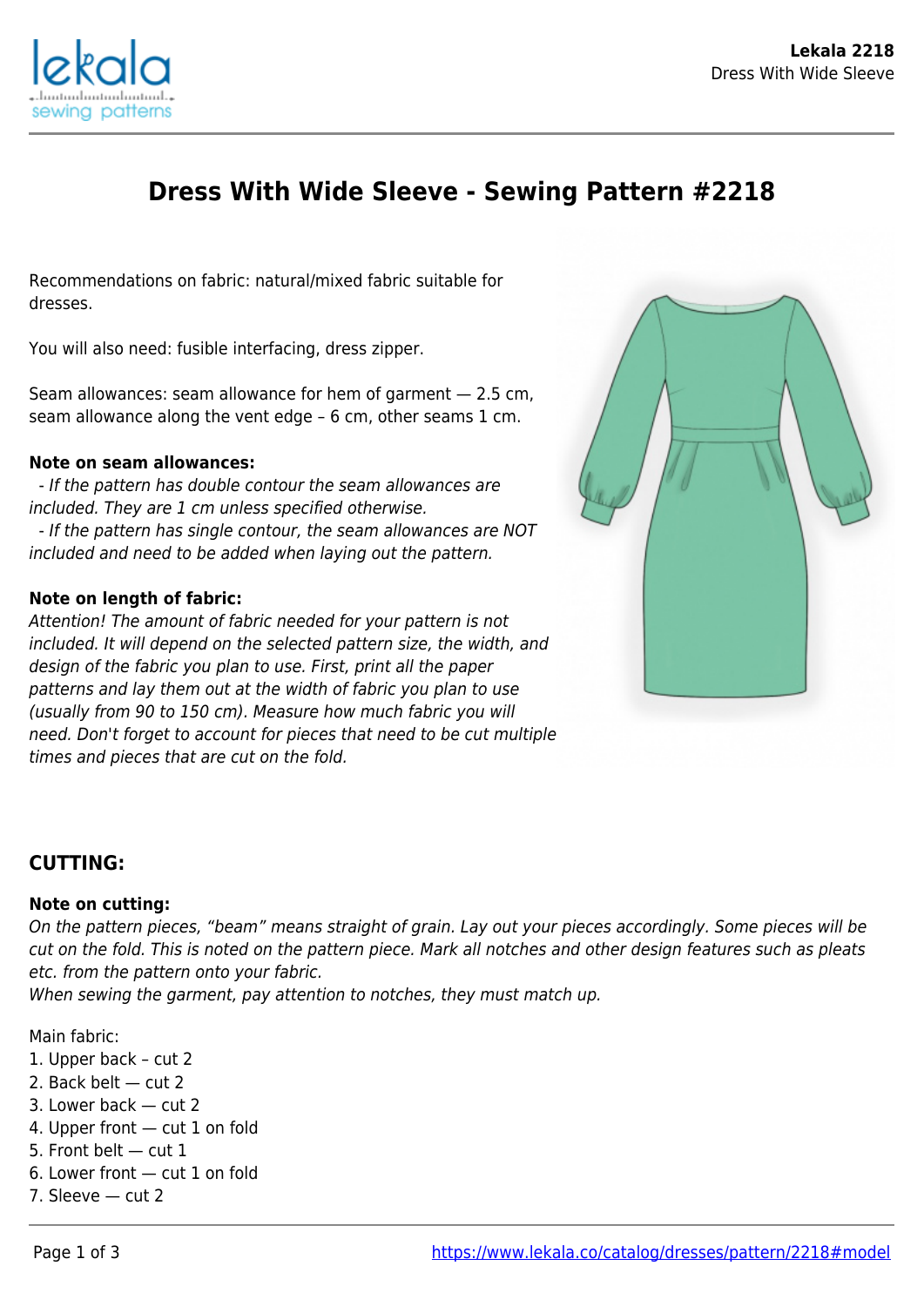# Dress With Wide Sleeve - Sewing Pattern #2218

Recommendations on fabric: natural/mixed fabric suitable for dresses.

You will also need: fusible interfacing, dress zipper.

Seam allowances: seam allowance for hem of garment — 2.5 cm, seam allowance along the vent edge – 6 cm, other seams 1 cm.

**Note on seam allowances:**

*- If the pattern has double contour the seam allowances are included. They are 1 cm unless specified otherwise.*

*- If the pattern has single contour, the seam allowances are NOT included and need to be added when laying out the pattern.*

**Note on length of fabric:**

*Attention! The amount of fabric needed for your pattern is not included. It will depend on the selected pattern size, the width, and design of the fabric you plan to use. First, print all the paper patterns and lay them out at the width of fabric you plan to use (usually from 90 to 150 cm). Measure how much fabric you will need. Don't forget to account for pieces that need to be cut multiple times and pieces that are cut on the fold.*

## CUTTING:

**Note on cutting:**

*On the pattern pieces, "beam" means straight of grain. Lay out your pieces accordingly. Some pieces will be cut on the fold. This is noted on the pattern piece. Mark all notches and other design features such as pleats etc. from the pattern onto your fabric.*

*When sewing the garment, pay attention to notches, they must match up.*

Main fabric:

1. Upper back – cut 2
2. Back belt — cut 2
3. Lower back — cut 2
4. Upper front — cut 1 on fold
5. Front belt — cut 1
6. Lower front — cut 1 on fold
7. Sleeve — cut 2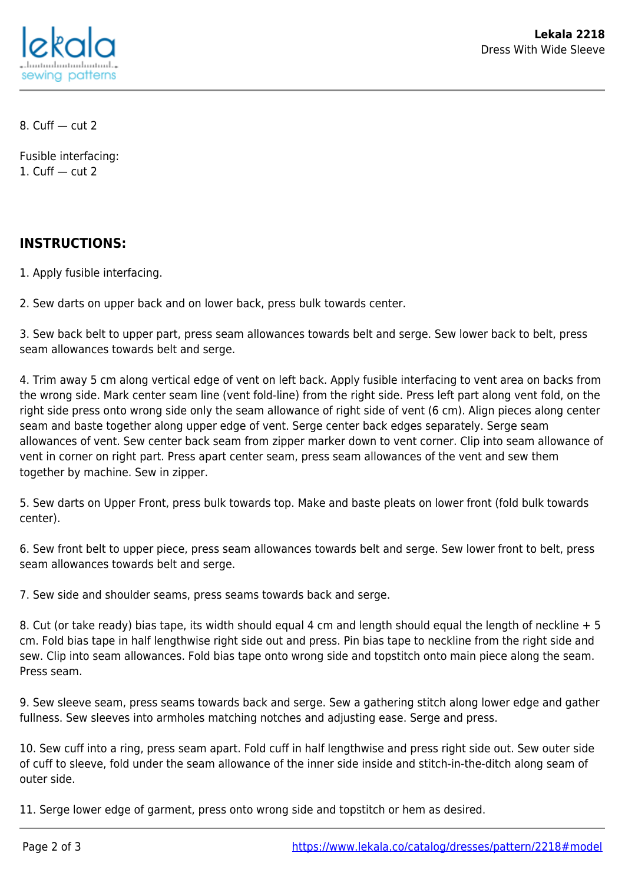8. Cuff — cut 2

Fusible interfacing:
1. Cuff — cut 2

## INSTRUCTIONS:

1. Apply fusible interfacing.

2. Sew darts on upper back and on lower back, press bulk towards center.

3. Sew back belt to upper part, press seam allowances towards belt and serge. Sew lower back to belt, press seam allowances towards belt and serge.

4. Trim away 5 cm along vertical edge of vent on left back. Apply fusible interfacing to vent area on backs from the wrong side. Mark center seam line (vent fold-line) from the right side. Press left part along vent fold, on the right side press onto wrong side only the seam allowance of right side of vent (6 cm). Align pieces along center seam and baste together along upper edge of vent. Serge center back edges separately. Serge seam allowances of vent. Sew center back seam from zipper marker down to vent corner. Clip into seam allowance of vent in corner on right part. Press apart center seam, press seam allowances of the vent and sew them together by machine. Sew in zipper.

5. Sew darts on Upper Front, press bulk towards top. Make and baste pleats on lower front (fold bulk towards center).

6. Sew front belt to upper piece, press seam allowances towards belt and serge. Sew lower front to belt, press seam allowances towards belt and serge.

7. Sew side and shoulder seams, press seams towards back and serge.

8. Cut (or take ready) bias tape, its width should equal 4 cm and length should equal the length of neckline + 5 cm. Fold bias tape in half lengthwise right side out and press. Pin bias tape to neckline from the right side and sew. Clip into seam allowances. Fold bias tape onto wrong side and topstitch onto main piece along the seam. Press seam.

9. Sew sleeve seam, press seams towards back and serge. Sew a gathering stitch along lower edge and gather fullness. Sew sleeves into armholes matching notches and adjusting ease. Serge and press.

10. Sew cuff into a ring, press seam apart. Fold cuff in half lengthwise and press right side out. Sew outer side of cuff to sleeve, fold under the seam allowance of the inner side inside and stitch-in-the-ditch along seam of outer side.

11. Serge lower edge of garment, press onto wrong side and topstitch or hem as desired.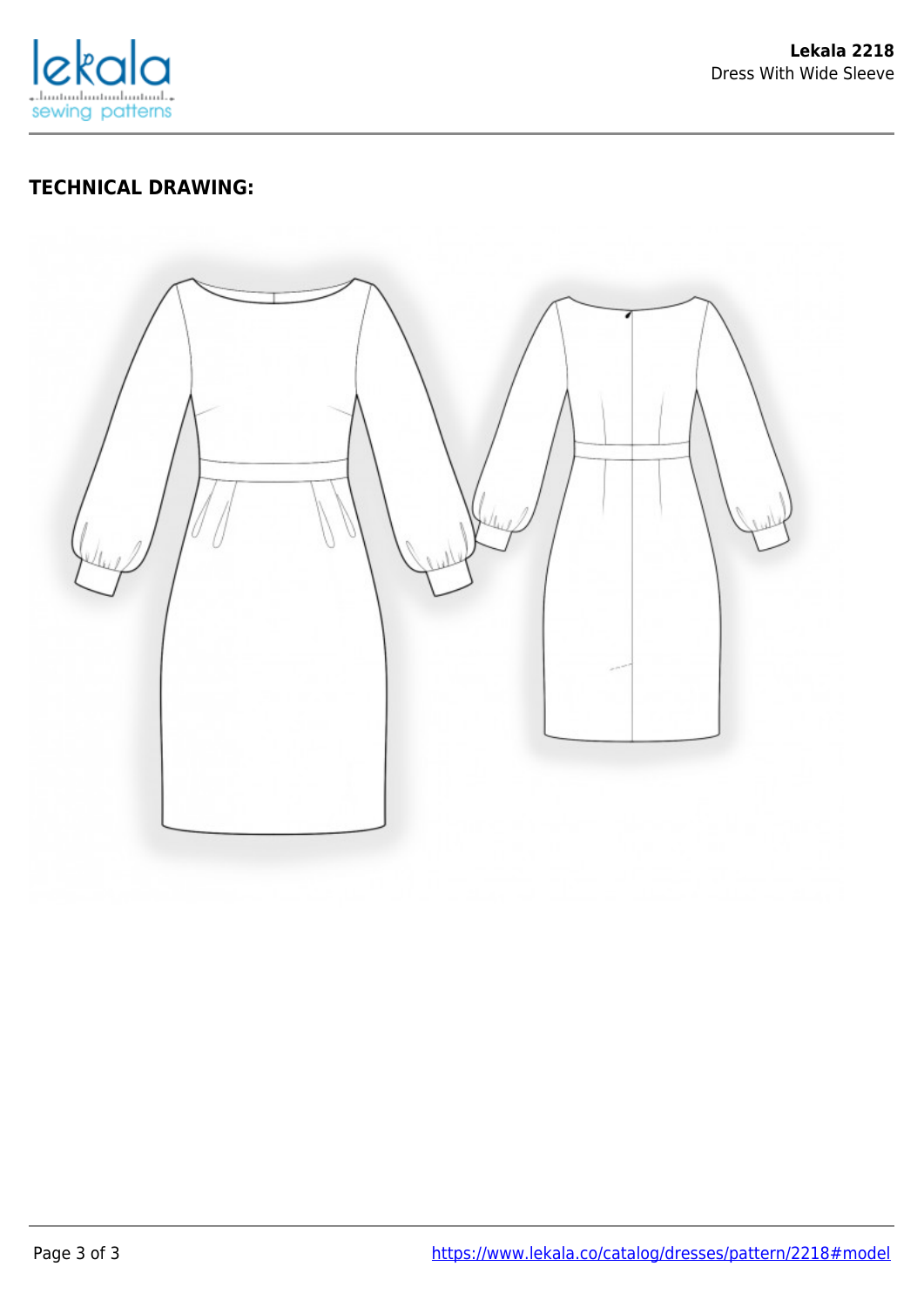**TECHNICAL DRAWING:**